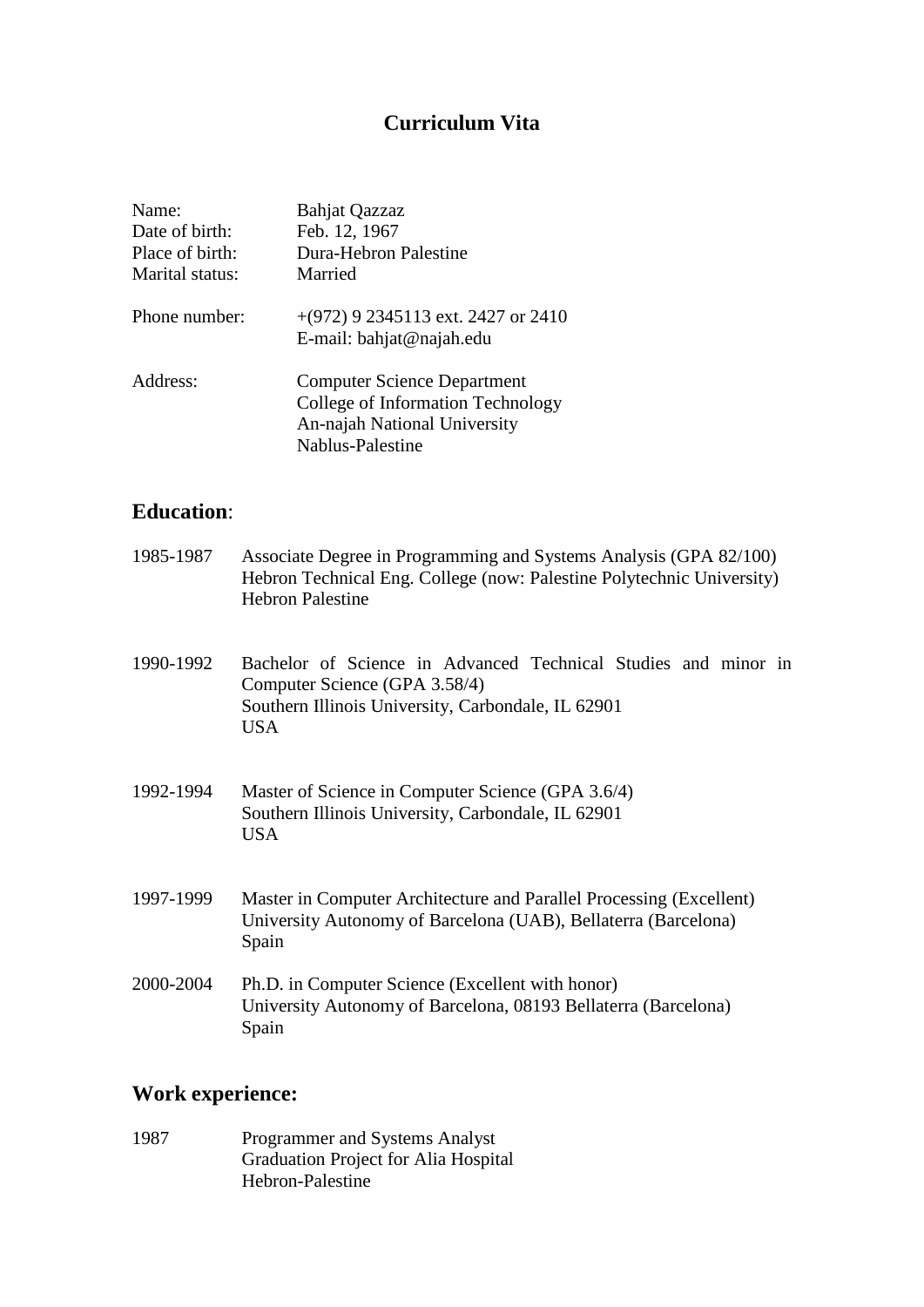# Curriculum Vita

| | |
|---|---|
| Name: | Bahjat Qazzaz |
| Date of birth: | Feb. 12, 1967 |
| Place of birth: | Dura-Hebron Palestine |
| Marital status: | Married |
| Phone number: | +(972) 9 2345113 ext. 2427 or 2410<br>E-mail: bahjat@najah.edu |
| Address: | Computer Science Department<br>College of Information Technology<br>An-najah National University<br>Nablus-Palestine |

## Education:

1985-1987 Associate Degree in Programming and Systems Analysis (GPA 82/100)
Hebron Technical Eng. College (now: Palestine Polytechnic University)
Hebron Palestine

1990-1992 Bachelor of Science in Advanced Technical Studies and minor in Computer Science (GPA 3.58/4)
Southern Illinois University, Carbondale, IL 62901
USA

1992-1994 Master of Science in Computer Science (GPA 3.6/4)
Southern Illinois University, Carbondale, IL 62901
USA

1997-1999 Master in Computer Architecture and Parallel Processing (Excellent)
University Autonomy of Barcelona (UAB), Bellaterra (Barcelona)
Spain

2000-2004 Ph.D. in Computer Science (Excellent with honor)
University Autonomy of Barcelona, 08193 Bellaterra (Barcelona)
Spain

## Work experience:

1987 Programmer and Systems Analyst
Graduation Project for Alia Hospital
Hebron-Palestine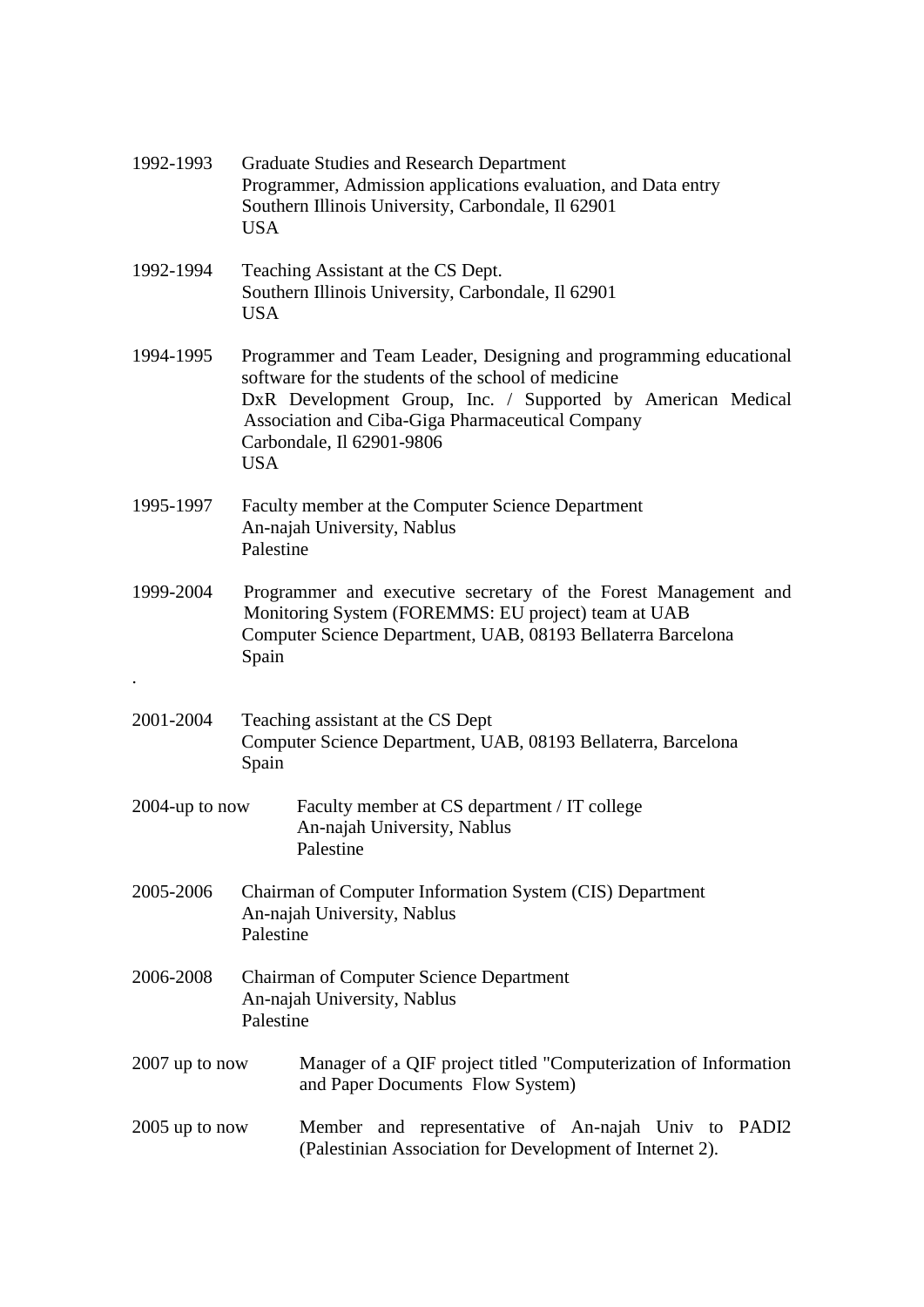1992-1993 Graduate Studies and Research Department
Programmer, Admission applications evaluation, and Data entry
Southern Illinois University, Carbondale, Il 62901
USA

1992-1994 Teaching Assistant at the CS Dept.
Southern Illinois University, Carbondale, Il 62901
USA

1994-1995 Programmer and Team Leader, Designing and programming educational software for the students of the school of medicine
DxR Development Group, Inc. / Supported by American Medical Association and Ciba-Giga Pharmaceutical Company
Carbondale, Il 62901-9806
USA

1995-1997 Faculty member at the Computer Science Department
An-najah University, Nablus
Palestine

1999-2004 Programmer and executive secretary of the Forest Management and Monitoring System (FOREMMS: EU project) team at UAB
Computer Science Department, UAB, 08193 Bellaterra Barcelona
Spain

.

2001-2004 Teaching assistant at the CS Dept
Computer Science Department, UAB, 08193 Bellaterra, Barcelona
Spain

2004-up to now Faculty member at CS department / IT college
An-najah University, Nablus
Palestine

2005-2006 Chairman of Computer Information System (CIS) Department
An-najah University, Nablus
Palestine

2006-2008 Chairman of Computer Science Department
An-najah University, Nablus
Palestine

2007 up to now Manager of a QIF project titled "Computerization of Information and Paper Documents Flow System)

2005 up to now Member and representative of An-najah Univ to PADI2 (Palestinian Association for Development of Internet 2).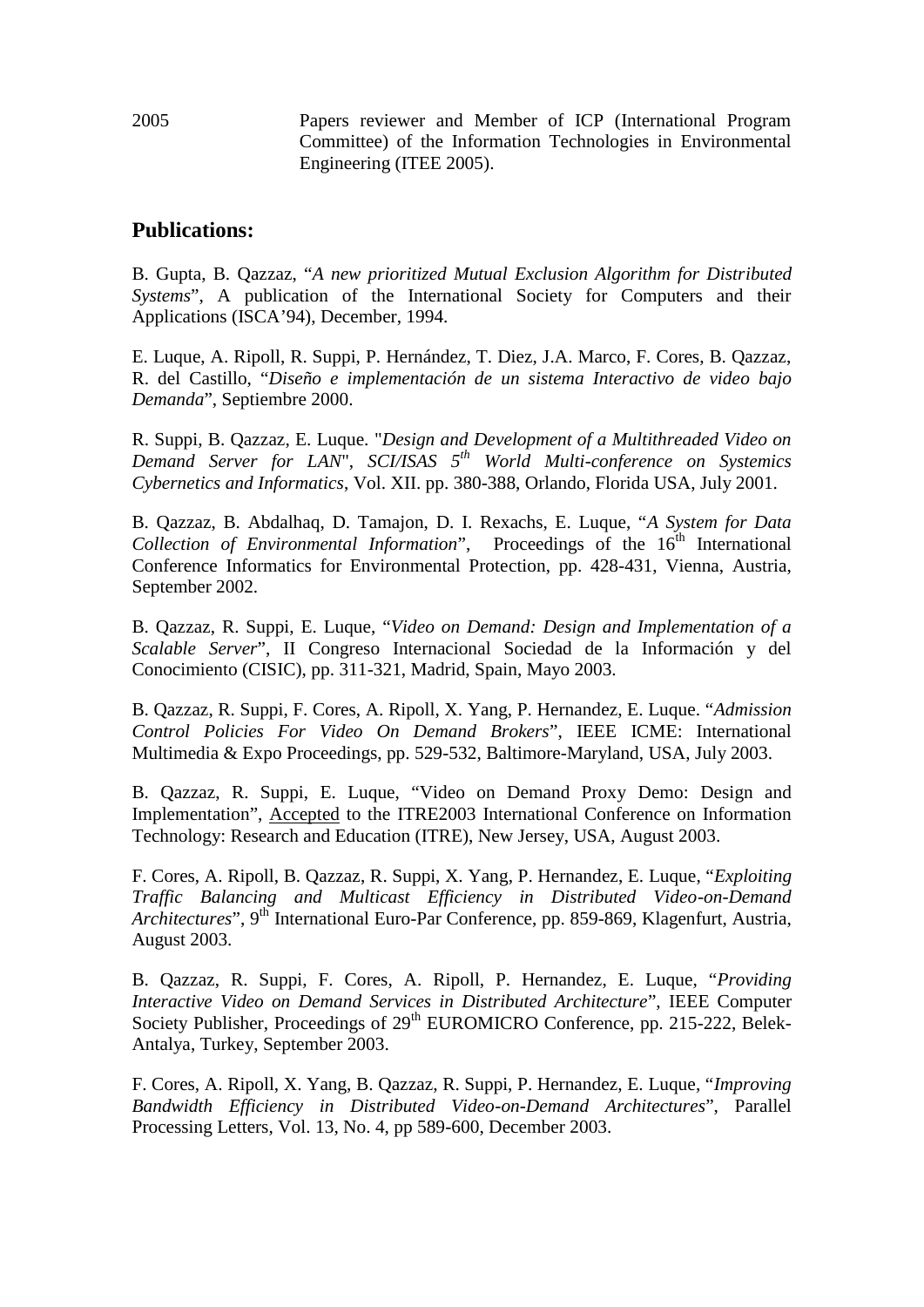| | |
|---|---|
| 2005 | Papers reviewer and Member of ICP (International Program Committee) of the Information Technologies in Environmental Engineering (ITEE 2005). |

## Publications:

B. Gupta, B. Qazzaz, "*A new prioritized Mutual Exclusion Algorithm for Distributed Systems*", A publication of the International Society for Computers and their Applications (ISCA'94), December, 1994.

E. Luque, A. Ripoll, R. Suppi, P. Hernández, T. Diez, J.A. Marco, F. Cores, B. Qazzaz, R. del Castillo, "*Diseño e implementación de un sistema Interactivo de video bajo Demanda*", Septiembre 2000.

R. Suppi, B. Qazzaz, E. Luque. "*Design and Development of a Multithreaded Video on Demand Server for LAN*", *SCI/ISAS 5th World Multi-conference on Systemics Cybernetics and Informatics*, Vol. XII. pp. 380-388, Orlando, Florida USA, July 2001.

B. Qazzaz, B. Abdalhaq, D. Tamajon, D. I. Rexachs, E. Luque, "*A System for Data Collection of Environmental Information*", Proceedings of the 16th International Conference Informatics for Environmental Protection, pp. 428-431, Vienna, Austria, September 2002.

B. Qazzaz, R. Suppi, E. Luque, "*Video on Demand: Design and Implementation of a Scalable Server*", II Congreso Internacional Sociedad de la Información y del Conocimiento (CISIC), pp. 311-321, Madrid, Spain, Mayo 2003.

B. Qazzaz, R. Suppi, F. Cores, A. Ripoll, X. Yang, P. Hernandez, E. Luque. "*Admission Control Policies For Video On Demand Brokers*", IEEE ICME: International Multimedia & Expo Proceedings, pp. 529-532, Baltimore-Maryland, USA, July 2003.

B. Qazzaz, R. Suppi, E. Luque, "Video on Demand Proxy Demo: Design and Implementation", Accepted to the ITRE2003 International Conference on Information Technology: Research and Education (ITRE), New Jersey, USA, August 2003.

F. Cores, A. Ripoll, B. Qazzaz, R. Suppi, X. Yang, P. Hernandez, E. Luque, "*Exploiting Traffic Balancing and Multicast Efficiency in Distributed Video-on-Demand Architectures*", 9th International Euro-Par Conference, pp. 859-869, Klagenfurt, Austria, August 2003.

B. Qazzaz, R. Suppi, F. Cores, A. Ripoll, P. Hernandez, E. Luque, "*Providing Interactive Video on Demand Services in Distributed Architecture*", IEEE Computer Society Publisher, Proceedings of 29th EUROMICRO Conference, pp. 215-222, Belek-Antalya, Turkey, September 2003.

F. Cores, A. Ripoll, X. Yang, B. Qazzaz, R. Suppi, P. Hernandez, E. Luque, "*Improving Bandwidth Efficiency in Distributed Video-on-Demand Architectures*", Parallel Processing Letters, Vol. 13, No. 4, pp 589-600, December 2003.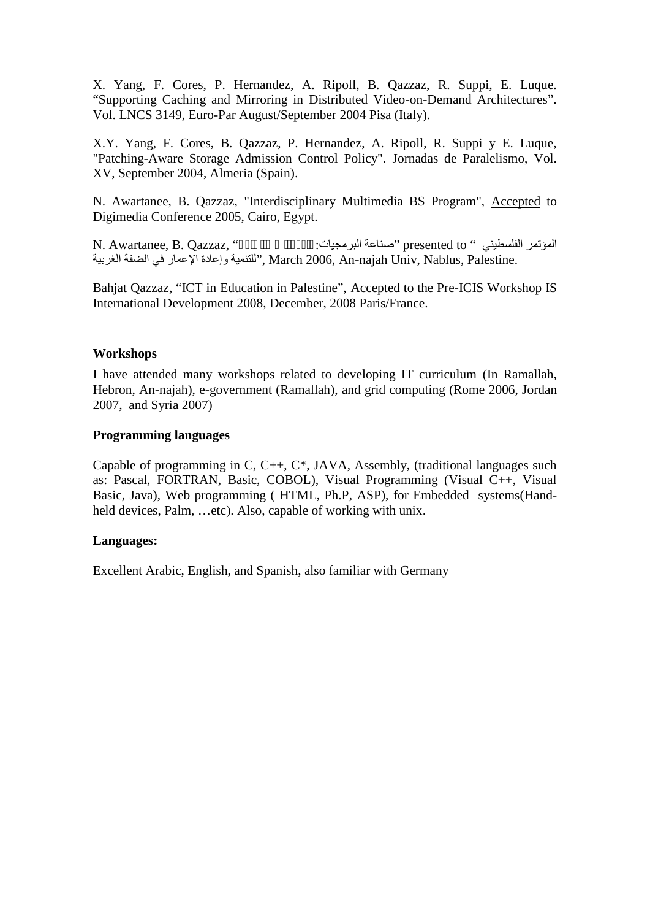X. Yang, F. Cores, P. Hernandez, A. Ripoll, B. Qazzaz, R. Suppi, E. Luque. “Supporting Caching and Mirroring in Distributed Video-on-Demand Architectures”. Vol. LNCS 3149, Euro-Par August/September 2004 Pisa (Italy).

X.Y. Yang, F. Cores, B. Qazzaz, P. Hernandez, A. Ripoll, R. Suppi y E. Luque, "Patching-Aware Storage Admission Control Policy". Jornadas de Paralelismo, Vol. XV, September 2004, Almeria (Spain).

N. Awartanee, B. Qazzaz, "Interdisciplinary Multimedia BS Program", <u>Accepted</u> to Digimedia Conference 2005, Cairo, Egypt.

N. Awartanee, B. Qazzaz, “صناعة البرمجيات: ” presented to “ المؤتمر الفلسطيني للتنمية وإعادة الإعمار في الضفة الغربية”, March 2006, An-najah Univ, Nablus, Palestine.

Bahjat Qazzaz, “ICT in Education in Palestine”, <u>Accepted</u> to the Pre-ICIS Workshop IS International Development 2008, December, 2008 Paris/France.

**Workshops**

I have attended many workshops related to developing IT curriculum (In Ramallah, Hebron, An-najah), e-government (Ramallah), and grid computing (Rome 2006, Jordan 2007, and Syria 2007)

**Programming languages**

Capable of programming in C, C++, C*, JAVA, Assembly, (traditional languages such as: Pascal, FORTRAN, Basic, COBOL), Visual Programming (Visual C++, Visual Basic, Java), Web programming ( HTML, Ph.P, ASP), for Embedded systems(Hand-held devices, Palm, …etc). Also, capable of working with unix.

**Languages:**

Excellent Arabic, English, and Spanish, also familiar with Germany